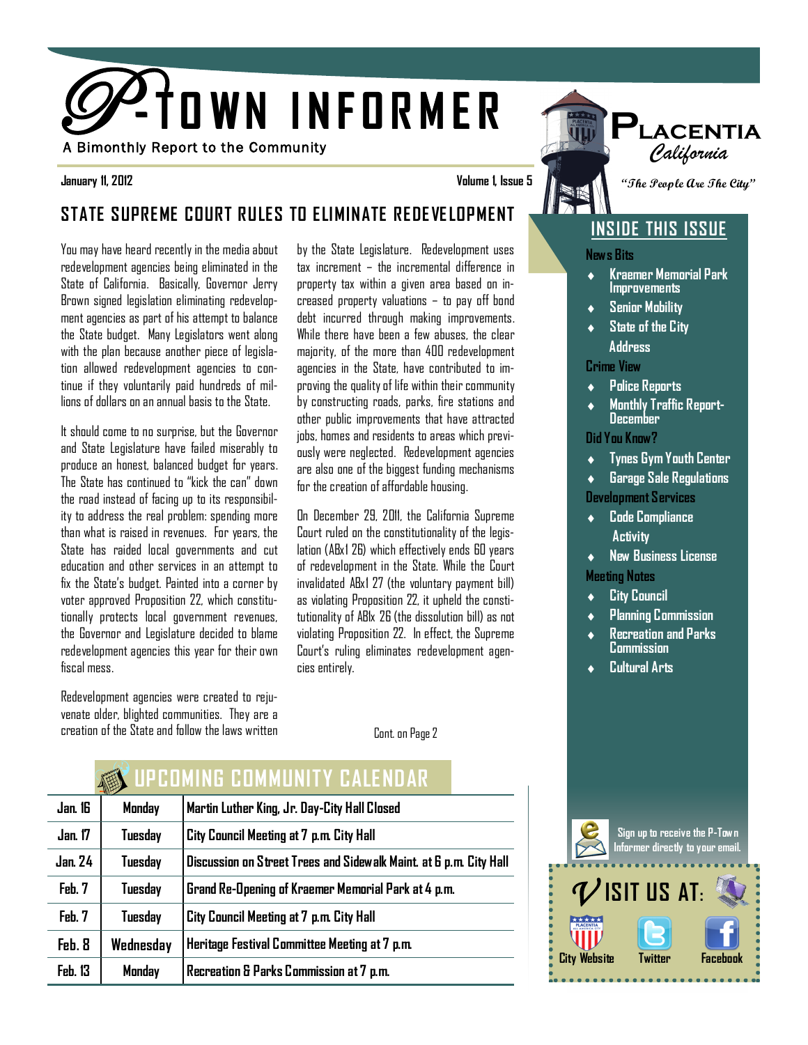# P-Town Informer

A Bimonthly Report to the Community

**January 11, 2012** **Volume 1, Issue 5**

**Placentia** *California*

*"The People Are The City"*

## State Supreme Court Rules to Eliminate Redevelopment

You may have heard recently in the media about redevelopment agencies being eliminated in the State of California. Basically, Governor Jerry Brown signed legislation eliminating redevelopment agencies as part of his attempt to balance the State budget. Many Legislators went along with the plan because another piece of legislation allowed redevelopment agencies to continue if they voluntarily paid hundreds of millions of dollars on an annual basis to the State.

It should come to no surprise, but the Governor and State Legislature have failed miserably to produce an honest, balanced budget for years. The State has continued to "kick the can" down the road instead of facing up to its responsibility to address the real problem: spending more than what is raised in revenues. For years, the State has raided local governments and cut education and other services in an attempt to fix the State's budget. Painted into a corner by voter approved Proposition 22, which constitutionally protects local government revenues, the Governor and Legislature decided to blame redevelopment agencies this year for their own fiscal mess.

Redevelopment agencies were created to rejuvenate older, blighted communities. They are a creation of the State and follow the laws written by the State Legislature. Redevelopment uses tax increment – the incremental difference in property tax within a given area based on increased property valuations – to pay off bond debt incurred through making improvements. While there have been a few abuses, the clear majority, of the more than 400 redevelopment agencies in the State, have contributed to improving the quality of life within their community by constructing roads, parks, fire stations and other public improvements that have attracted jobs, homes and residents to areas which previously were neglected. Redevelopment agencies are also one of the biggest funding mechanisms for the creation of affordable housing.

On December 29, 2011, the California Supreme Court ruled on the constitutionality of the legislation (ABx1 26) which effectively ends 60 years of redevelopment in the State. While the Court invalidated ABx1 27 (the voluntary payment bill) as violating Proposition 22, it upheld the constitutionality of ABIx 26 (the dissolution bill) as not violating Proposition 22. In effect, the Supreme Court's ruling eliminates redevelopment agencies entirely.

Cont. on Page 2

## Upcoming Community Calendar

| | | |
|---|---|---|
| Jan. 16 | Monday | Martin Luther King, Jr. Day-City Hall Closed |
| Jan. 17 | Tuesday | City Council Meeting at 7 p.m. City Hall |
| Jan. 24 | Tuesday | Discussion on Street Trees and Sidewalk Maint. at 6 p.m. City Hall |
| Feb. 7 | Tuesday | Grand Re-Opening of Kraemer Memorial Park at 4 p.m. |
| Feb. 7 | Tuesday | City Council Meeting at 7 p.m. City Hall |
| Feb. 8 | Wednesday | Heritage Festival Committee Meeting at 7 p.m. |
| Feb. 13 | Monday | Recreation & Parks Commission at 7 p.m. |

## Inside This Issue

**News Bits**
- Kraemer Memorial Park Improvements
- Senior Mobility
- State of the City Address

**Crime View**
- Police Reports
- Monthly Traffic Report-December

**Did You Know?**
- Tynes Gym Youth Center
- Garage Sale Regulations

**Development Services**
- Code Compliance Activity
- New Business License

**Meeting Notes**
- City Council
- Planning Commission
- Recreation and Parks Commission
- Cultural Arts

Sign up to receive the P-Town Informer directly to your email.

**Visit us at:**

City Website | Twitter | Facebook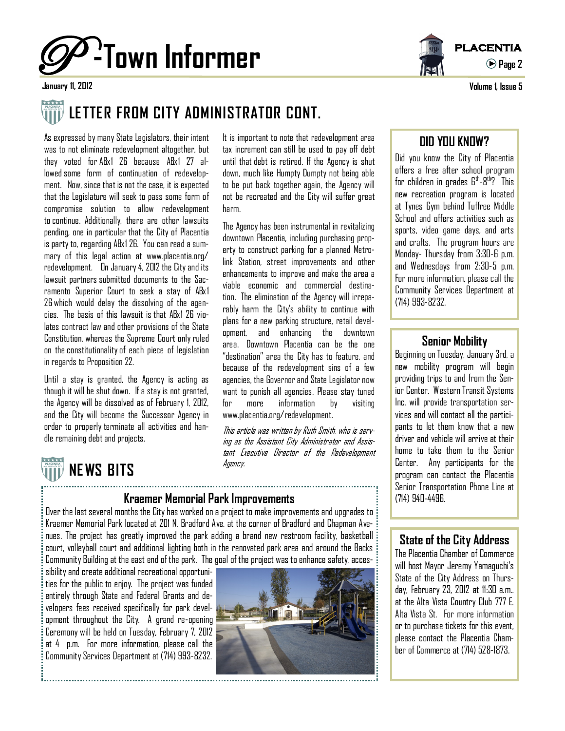## LETTER FROM CITY ADMINISTRATOR CONT.

As expressed by many State Legislators, their intent was to not eliminate redevelopment altogether, but they voted for ABx1 26 because ABx1 27 allowed some form of continuation of redevelopment. Now, since that is not the case, it is expected that the Legislature will seek to pass some form of compromise solution to allow redevelopment to continue. Additionally, there are other lawsuits pending, one in particular that the City of Placentia is party to, regarding ABx1 26. You can read a summary of this legal action at www.placentia.org/redevelopment. On January 4, 2012 the City and its lawsuit partners submitted documents to the Sacramento Superior Court to seek a stay of ABx1 26 which would delay the dissolving of the agencies. The basis of this lawsuit is that ABx1 26 violates contract law and other provisions of the State Constitution, whereas the Supreme Court only ruled on the constitutionality of each piece of legislation in regards to Proposition 22.

Until a stay is granted, the Agency is acting as though it will be shut down. If a stay is not granted, the Agency will be dissolved as of February 1, 2012, and the City will become the Successor Agency in order to properly terminate all activities and handle remaining debt and projects.

It is important to note that redevelopment area tax increment can still be used to pay off debt until that debt is retired. If the Agency is shut down, much like Humpty Dumpty not being able to be put back together again, the Agency will not be recreated and the City will suffer great harm.

The Agency has been instrumental in revitalizing downtown Placentia, including purchasing property to construct parking for a planned Metrolink Station, street improvements and other enhancements to improve and make the area a viable economic and commercial destination. The elimination of the Agency will irreparably harm the City's ability to continue with plans for a new parking structure, retail development, and enhancing the downtown area. Downtown Placentia can be the one "destination" area the City has to feature, and because of the redevelopment sins of a few agencies, the Governor and State Legislator now want to punish all agencies. Please stay tuned for more information by visiting www.placentia.org/redevelopment.

*This article was written by Ruth Smith, who is serving as the Assistant City Administrator and Assistant Executive Director of the Redevelopment Agency.*

## NEWS BITS

### Kraemer Memorial Park Improvements

Over the last several months the City has worked on a project to make improvements and upgrades to Kraemer Memorial Park located at 201 N. Bradford Ave. at the corner of Bradford and Chapman Avenues. The project has greatly improved the park adding a brand new restroom facility, basketball court, volleyball court and additional lighting both in the renovated park area and around the Backs Community Building at the east end of the park. The goal of the project was to enhance safety, accessibility and create additional recreational opportunities for the public to enjoy. The project was funded entirely through State and Federal Grants and developers fees received specifically for park development throughout the City. A grand re-opening Ceremony will be held on Tuesday, February 7, 2012 at 4 p.m. For more information, please call the Community Services Department at (714) 993-8232.

### DID YOU KNOW?

Did you know the City of Placentia offers a free after school program for children in grades 6th-8th? This new recreation program is located at Tynes Gym behind Tuffree Middle School and offers activities such as sports, video game days, and arts and crafts. The program hours are Monday- Thursday from 3:30-6 p.m. and Wednesdays from 2:30-5 p.m. For more information, please call the Community Services Department at (714) 993-8232.

### Senior Mobility

Beginning on Tuesday, January 3rd, a new mobility program will begin providing trips to and from the Senior Center. Western Transit Systems Inc. will provide transportation services and will contact all the participants to let them know that a new driver and vehicle will arrive at their home to take them to the Senior Center. Any participants for the program can contact the Placentia Senior Transportation Phone Line at (714) 940-4496.

### State of the City Address

The Placentia Chamber of Commerce will host Mayor Jeremy Yamaguchi's State of the City Address on Thursday, February 23, 2012 at 11:30 a.m.. at the Alta Vista Country Club 777 E. Alta Vista St. For more information or to purchase tickets for this event, please contact the Placentia Chamber of Commerce at (714) 528-1873.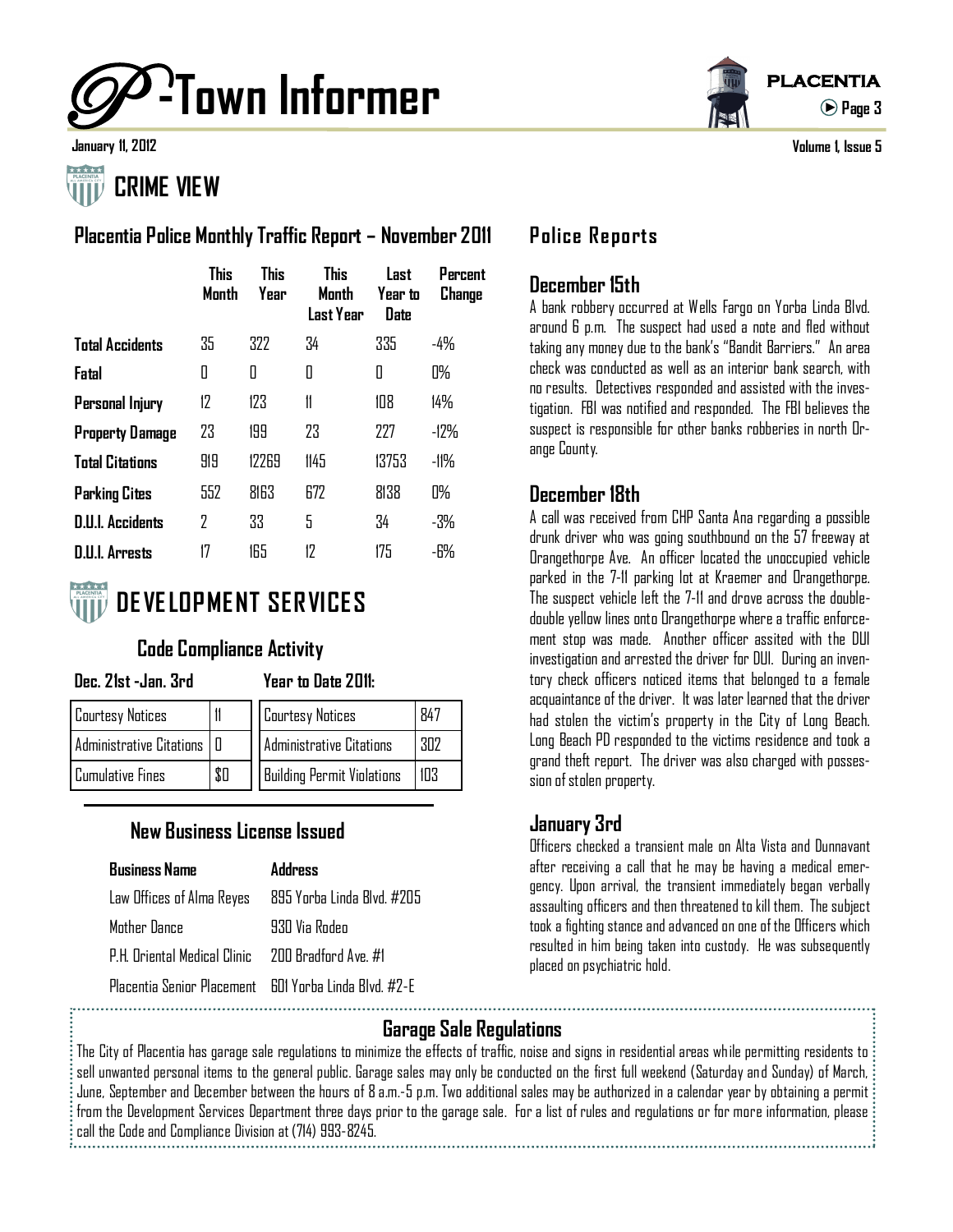# P-Town Informer

January 11, 2012

## CRIME VIEW

### Placentia Police Monthly Traffic Report – November 2011

| | This Month | This Year | This Month Last Year | Last Year to Date | Percent Change |
|---|---|---|---|---|---|
| **Total Accidents** | 35 | 322 | 34 | 335 | -4% |
| **Fatal** | 0 | 0 | 0 | 0 | 0% |
| **Personal Injury** | 12 | 123 | 11 | 108 | 14% |
| **Property Damage** | 23 | 199 | 23 | 227 | -12% |
| **Total Citations** | 919 | 12269 | 1145 | 13753 | -11% |
| **Parking Cites** | 552 | 8163 | 672 | 8138 | 0% |
| **D.U.I. Accidents** | 2 | 33 | 5 | 34 | -3% |
| **D.U.I. Arrests** | 17 | 165 | 12 | 175 | -6% |

## DEVELOPMENT SERVICES

### Code Compliance Activity

**Dec. 21st -Jan. 3rd**

| | |
|---|---|
| Courtesy Notices | 11 |
| Administrative Citations | 0 |
| Cumulative Fines | $0 |

**Year to Date 2011:**

| | |
|---|---|
| Courtesy Notices | 847 |
| Administrative Citations | 302 |
| Building Permit Violations | 103 |

### New Business License Issued

| Business Name | Address |
|---|---|
| Law Offices of Alma Reyes | 895 Yorba Linda Blvd. #205 |
| Mother Dance | 930 Via Rodeo |
| P.H. Oriental Medical Clinic | 200 Bradford Ave. #1 |
| Placentia Senior Placement | 601 Yorba Linda Blvd. #2-E |

## Police Reports

### December 15th

A bank robbery occurred at Wells Fargo on Yorba Linda Blvd. around 6 p.m. The suspect had used a note and fled without taking any money due to the bank's "Bandit Barriers." An area check was conducted as well as an interior bank search, with no results. Detectives responded and assisted with the investigation. FBI was notified and responded. The FBI believes the suspect is responsible for other banks robberies in north Orange County.

### December 18th

A call was received from CHP Santa Ana regarding a possible drunk driver who was going southbound on the 57 freeway at Orangethorpe Ave. An officer located the unoccupied vehicle parked in the 7-11 parking lot at Kraemer and Orangethorpe. The suspect vehicle left the 7-11 and drove across the double-double yellow lines onto Orangethorpe where a traffic enforcement stop was made. Another officer assited with the DUI investigation and arrested the driver for DUI. During an inventory check officers noticed items that belonged to a female acquaintance of the driver. It was later learned that the driver had stolen the victim's property in the City of Long Beach. Long Beach PD responded to the victims residence and took a grand theft report. The driver was also charged with possession of stolen property.

### January 3rd

Officers checked a transient male on Alta Vista and Dunnavant after receiving a call that he may be having a medical emergency. Upon arrival, the transient immediately began verbally assaulting officers and then threatened to kill them. The subject took a fighting stance and advanced on one of the Officers which resulted in him being taken into custody. He was subsequently placed on psychiatric hold.

### Garage Sale Regulations

The City of Placentia has garage sale regulations to minimize the effects of traffic, noise and signs in residential areas while permitting residents to sell unwanted personal items to the general public. Garage sales may only be conducted on the first full weekend (Saturday and Sunday) of March, June, September and December between the hours of 8 a.m.-5 p.m. Two additional sales may be authorized in a calendar year by obtaining a permit from the Development Services Department three days prior to the garage sale. For a list of rules and regulations or for more information, please call the Code and Compliance Division at (714) 993-8245.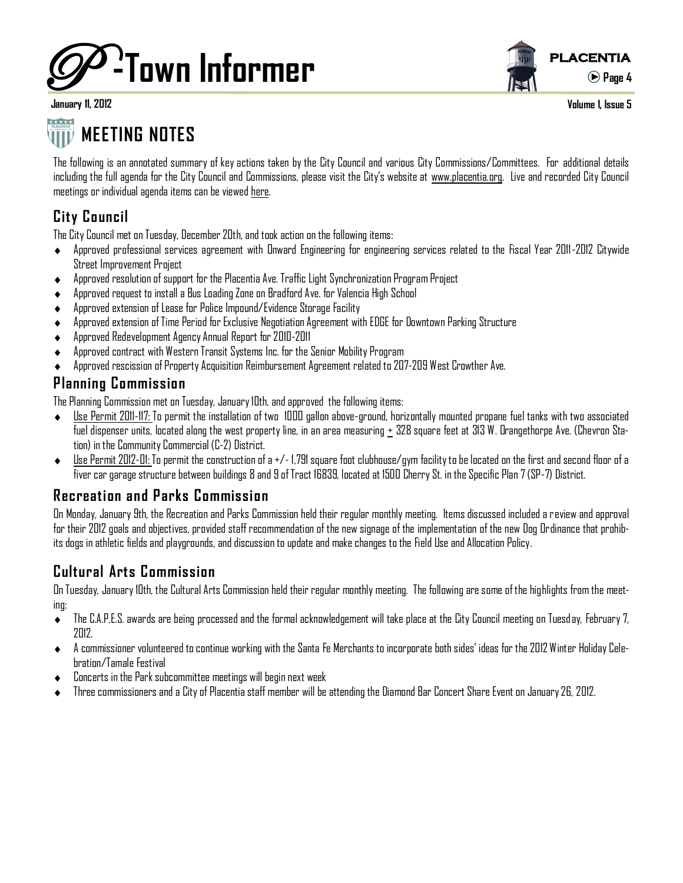# MEETING NOTES

The following is an annotated summary of key actions taken by the City Council and various City Commissions/Committees. For additional details including the full agenda for the City Council and Commissions, please visit the City's website at www.placentia.org. Live and recorded City Council meetings or individual agenda items can be viewed here.

## City Council

The City Council met on Tuesday, December 20th, and took action on the following items:

- Approved professional services agreement with Onward Engineering for engineering services related to the Fiscal Year 2011-2012 Citywide Street Improvement Project
- Approved resolution of support for the Placentia Ave. Traffic Light Synchronization Program Project
- Approved request to install a Bus Loading Zone on Bradford Ave. for Valencia High School
- Approved extension of Lease for Police Impound/Evidence Storage Facility
- Approved extension of Time Period for Exclusive Negotiation Agreement with EDGE for Downtown Parking Structure
- Approved Redevelopment Agency Annual Report for 2010-2011
- Approved contract with Western Transit Systems Inc. for the Senior Mobility Program
- Approved rescission of Property Acquisition Reimbursement Agreement related to 207-209 West Crowther Ave.

## Planning Commission

The Planning Commission met on Tuesday, January 10th, and approved the following items:

- Use Permit 2011-117: To permit the installation of two 1000 gallon above-ground, horizontally mounted propane fuel tanks with two associated fuel dispenser units, located along the west property line, in an area measuring ± 328 square feet at 313 W. Orangethorpe Ave. (Chevron Station) in the Community Commercial (C-2) District.
- Use Permit 2012-01: To permit the construction of a +/- 1,791 square foot clubhouse/gym facility to be located on the first and second floor of a fiver car garage structure between buildings 8 and 9 of Tract 16839, located at 1500 Cherry St. in the Specific Plan 7 (SP-7) District.

## Recreation and Parks Commission

On Monday, January 9th, the Recreation and Parks Commission held their regular monthly meeting. Items discussed included a review and approval for their 2012 goals and objectives, provided staff recommendation of the new signage of the implementation of the new Dog Ordinance that prohibits dogs in athletic fields and playgrounds, and discussion to update and make changes to the Field Use and Allocation Policy.

## Cultural Arts Commission

On Tuesday, January 10th, the Cultural Arts Commission held their regular monthly meeting. The following are some of the highlights from the meeting:

- The C.A.P.E.S. awards are being processed and the formal acknowledgement will take place at the City Council meeting on Tuesday, February 7, 2012.
- A commissioner volunteered to continue working with the Santa Fe Merchants to incorporate both sides' ideas for the 2012 Winter Holiday Celebration/Tamale Festival
- Concerts in the Park subcommittee meetings will begin next week
- Three commissioners and a City of Placentia staff member will be attending the Diamond Bar Concert Share Event on January 26, 2012.